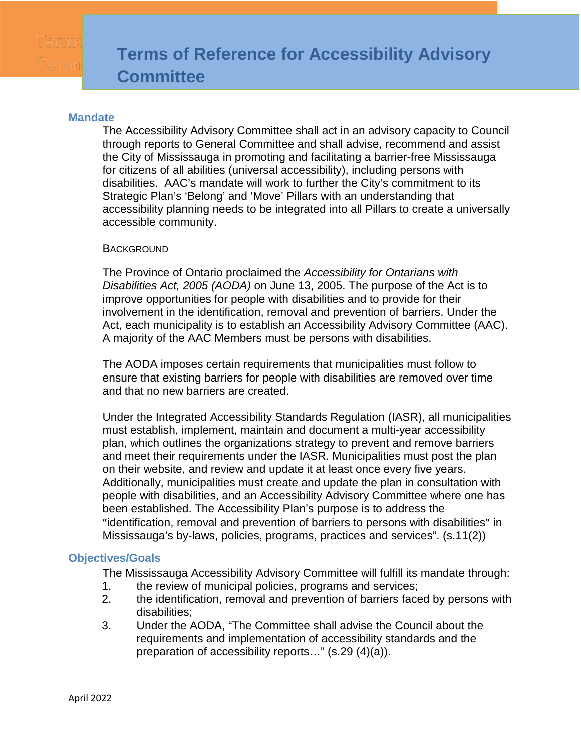# Terms of Reference for Accessibility Advisory Committee

## Mandate

The Accessibility Advisory Committee shall act in an advisory capacity to Council through reports to General Committee and shall advise, recommend and assist the City of Mississauga in promoting and facilitating a barrier-free Mississauga for citizens of all abilities (universal accessibility), including persons with disabilities. AAC's mandate will work to further the City's commitment to its Strategic Plan's 'Belong' and 'Move' Pillars with an understanding that accessibility planning needs to be integrated into all Pillars to create a universally accessible community.

### Background

The Province of Ontario proclaimed the *Accessibility for Ontarians with Disabilities Act, 2005 (AODA)* on June 13, 2005. The purpose of the Act is to improve opportunities for people with disabilities and to provide for their involvement in the identification, removal and prevention of barriers. Under the Act, each municipality is to establish an Accessibility Advisory Committee (AAC). A majority of the AAC Members must be persons with disabilities.

The AODA imposes certain requirements that municipalities must follow to ensure that existing barriers for people with disabilities are removed over time and that no new barriers are created.

Under the Integrated Accessibility Standards Regulation (IASR), all municipalities must establish, implement, maintain and document a multi-year accessibility plan, which outlines the organizations strategy to prevent and remove barriers and meet their requirements under the IASR. Municipalities must post the plan on their website, and review and update it at least once every five years. Additionally, municipalities must create and update the plan in consultation with people with disabilities, and an Accessibility Advisory Committee where one has been established. The Accessibility Plan's purpose is to address the "identification, removal and prevention of barriers to persons with disabilities" in Mississauga's by-laws, policies, programs, practices and services". (s.11(2))

## Objectives/Goals

The Mississauga Accessibility Advisory Committee will fulfill its mandate through:

1. the review of municipal policies, programs and services;
2. the identification, removal and prevention of barriers faced by persons with disabilities;
3. Under the AODA, "The Committee shall advise the Council about the requirements and implementation of accessibility standards and the preparation of accessibility reports…" (s.29 (4)(a)).

April 2022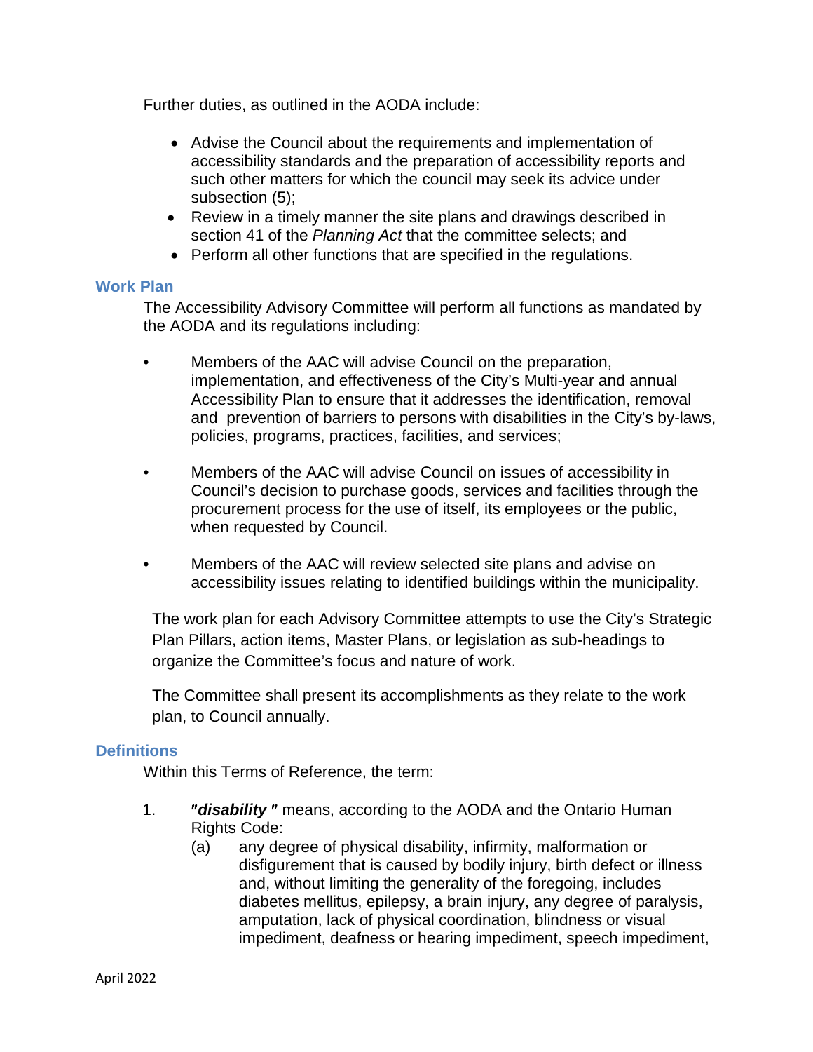Further duties, as outlined in the AODA include:

- Advise the Council about the requirements and implementation of accessibility standards and the preparation of accessibility reports and such other matters for which the council may seek its advice under subsection (5);
- Review in a timely manner the site plans and drawings described in section 41 of the *Planning Act* that the committee selects; and
- Perform all other functions that are specified in the regulations.

## Work Plan

The Accessibility Advisory Committee will perform all functions as mandated by the AODA and its regulations including:

- Members of the AAC will advise Council on the preparation, implementation, and effectiveness of the City's Multi-year and annual Accessibility Plan to ensure that it addresses the identification, removal and prevention of barriers to persons with disabilities in the City's by-laws, policies, programs, practices, facilities, and services;

- Members of the AAC will advise Council on issues of accessibility in Council's decision to purchase goods, services and facilities through the procurement process for the use of itself, its employees or the public, when requested by Council.

- Members of the AAC will review selected site plans and advise on accessibility issues relating to identified buildings within the municipality.

The work plan for each Advisory Committee attempts to use the City's Strategic Plan Pillars, action items, Master Plans, or legislation as sub-headings to organize the Committee's focus and nature of work.

The Committee shall present its accomplishments as they relate to the work plan, to Council annually.

## Definitions

Within this Terms of Reference, the term:

1. ***"disability "*** means, according to the AODA and the Ontario Human Rights Code:
   (a) any degree of physical disability, infirmity, malformation or disfigurement that is caused by bodily injury, birth defect or illness and, without limiting the generality of the foregoing, includes diabetes mellitus, epilepsy, a brain injury, any degree of paralysis, amputation, lack of physical coordination, blindness or visual impediment, deafness or hearing impediment, speech impediment,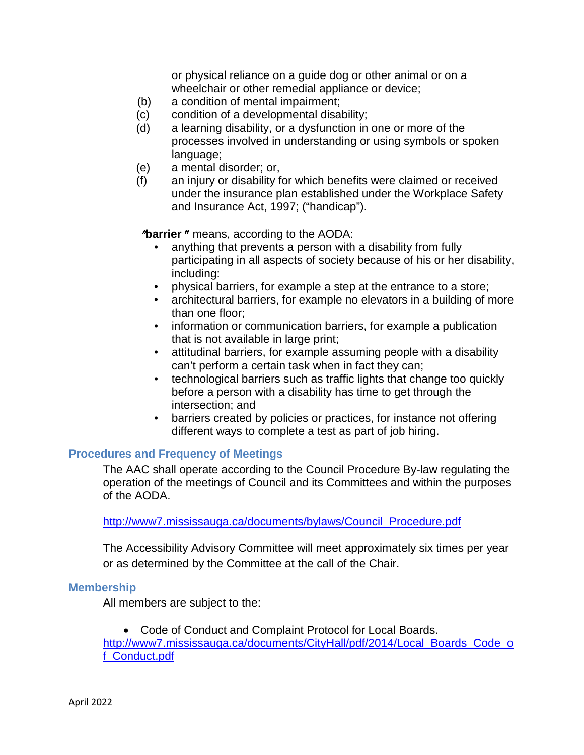or physical reliance on a guide dog or other animal or on a wheelchair or other remedial appliance or device;

(b) a condition of mental impairment;
(c) condition of a developmental disability;
(d) a learning disability, or a dysfunction in one or more of the processes involved in understanding or using symbols or spoken language;
(e) a mental disorder; or,
(f) an injury or disability for which benefits were claimed or received under the insurance plan established under the Workplace Safety and Insurance Act, 1997; ("handicap").

"**barrier**" means, according to the AODA:

- anything that prevents a person with a disability from fully participating in all aspects of society because of his or her disability, including:
- physical barriers, for example a step at the entrance to a store;
- architectural barriers, for example no elevators in a building of more than one floor;
- information or communication barriers, for example a publication that is not available in large print;
- attitudinal barriers, for example assuming people with a disability can't perform a certain task when in fact they can;
- technological barriers such as traffic lights that change too quickly before a person with a disability has time to get through the intersection; and
- barriers created by policies or practices, for instance not offering different ways to complete a test as part of job hiring.

### Procedures and Frequency of Meetings

The AAC shall operate according to the Council Procedure By-law regulating the operation of the meetings of Council and its Committees and within the purposes of the AODA.

http://www7.mississauga.ca/documents/bylaws/Council_Procedure.pdf

The Accessibility Advisory Committee will meet approximately six times per year or as determined by the Committee at the call of the Chair.

### Membership

All members are subject to the:

- Code of Conduct and Complaint Protocol for Local Boards.

http://www7.mississauga.ca/documents/CityHall/pdf/2014/Local_Boards_Code_of_Conduct.pdf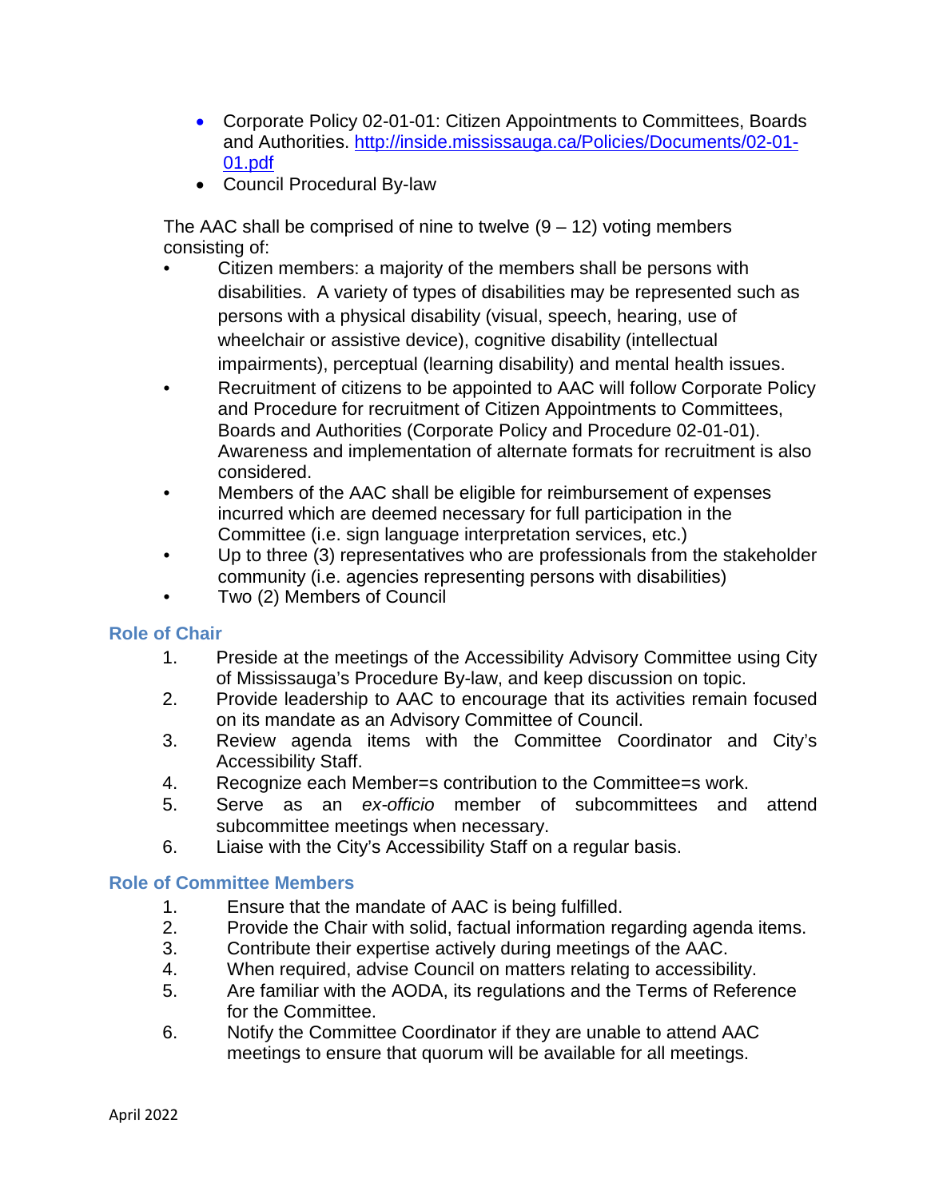- Corporate Policy 02-01-01: Citizen Appointments to Committees, Boards and Authorities. [http://inside.mississauga.ca/Policies/Documents/02-01-01.pdf](http://inside.mississauga.ca/Policies/Documents/02-01-01.pdf)
- Council Procedural By-law

The AAC shall be comprised of nine to twelve (9 – 12) voting members consisting of:

- Citizen members: a majority of the members shall be persons with disabilities. A variety of types of disabilities may be represented such as persons with a physical disability (visual, speech, hearing, use of wheelchair or assistive device), cognitive disability (intellectual impairments), perceptual (learning disability) and mental health issues.
- Recruitment of citizens to be appointed to AAC will follow Corporate Policy and Procedure for recruitment of Citizen Appointments to Committees, Boards and Authorities (Corporate Policy and Procedure 02-01-01). Awareness and implementation of alternate formats for recruitment is also considered.
- Members of the AAC shall be eligible for reimbursement of expenses incurred which are deemed necessary for full participation in the Committee (i.e. sign language interpretation services, etc.)
- Up to three (3) representatives who are professionals from the stakeholder community (i.e. agencies representing persons with disabilities)
- Two (2) Members of Council

## Role of Chair

1. Preside at the meetings of the Accessibility Advisory Committee using City of Mississauga's Procedure By-law, and keep discussion on topic.
2. Provide leadership to AAC to encourage that its activities remain focused on its mandate as an Advisory Committee of Council.
3. Review agenda items with the Committee Coordinator and City's Accessibility Staff.
4. Recognize each Member=s contribution to the Committee=s work.
5. Serve as an *ex-officio* member of subcommittees and attend subcommittee meetings when necessary.
6. Liaise with the City's Accessibility Staff on a regular basis.

## Role of Committee Members

1. Ensure that the mandate of AAC is being fulfilled.
2. Provide the Chair with solid, factual information regarding agenda items.
3. Contribute their expertise actively during meetings of the AAC.
4. When required, advise Council on matters relating to accessibility.
5. Are familiar with the AODA, its regulations and the Terms of Reference for the Committee.
6. Notify the Committee Coordinator if they are unable to attend AAC meetings to ensure that quorum will be available for all meetings.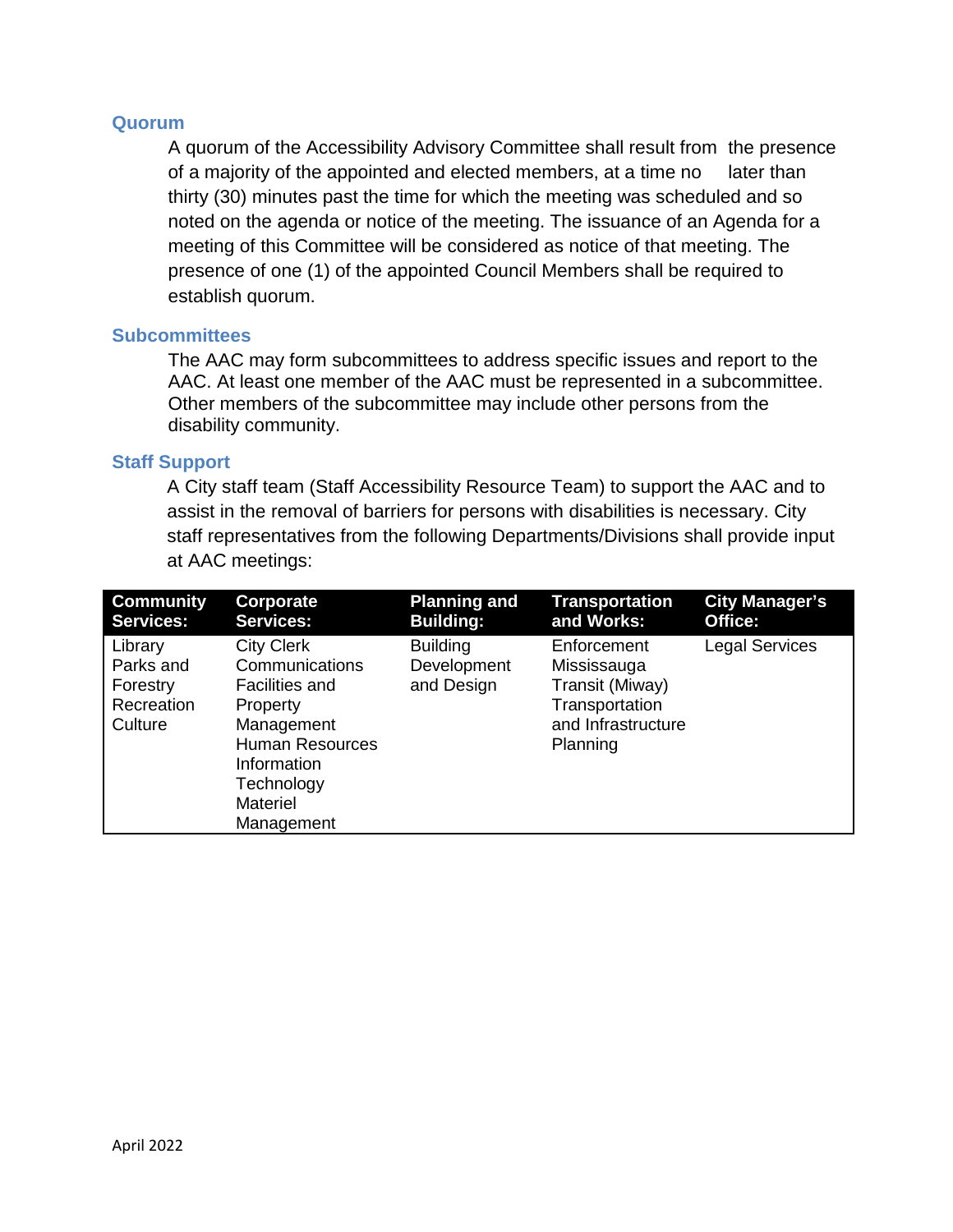### Quorum

A quorum of the Accessibility Advisory Committee shall result from the presence of a majority of the appointed and elected members, at a time no later than thirty (30) minutes past the time for which the meeting was scheduled and so noted on the agenda or notice of the meeting. The issuance of an Agenda for a meeting of this Committee will be considered as notice of that meeting. The presence of one (1) of the appointed Council Members shall be required to establish quorum.

### Subcommittees

The AAC may form subcommittees to address specific issues and report to the AAC. At least one member of the AAC must be represented in a subcommittee. Other members of the subcommittee may include other persons from the disability community.

### Staff Support

A City staff team (Staff Accessibility Resource Team) to support the AAC and to assist in the removal of barriers for persons with disabilities is necessary. City staff representatives from the following Departments/Divisions shall provide input at AAC meetings:

| Community Services: | Corporate Services: | Planning and Building: | Transportation and Works: | City Manager's Office: |
|---|---|---|---|---|
| Library<br>Parks and Forestry<br>Recreation<br>Culture | City Clerk<br>Communications<br>Facilities and Property Management<br>Human Resources<br>Information Technology<br>Materiel Management | Building<br>Development and Design | Enforcement<br>Mississauga Transit (Miway)<br>Transportation and Infrastructure Planning | Legal Services |

April 2022